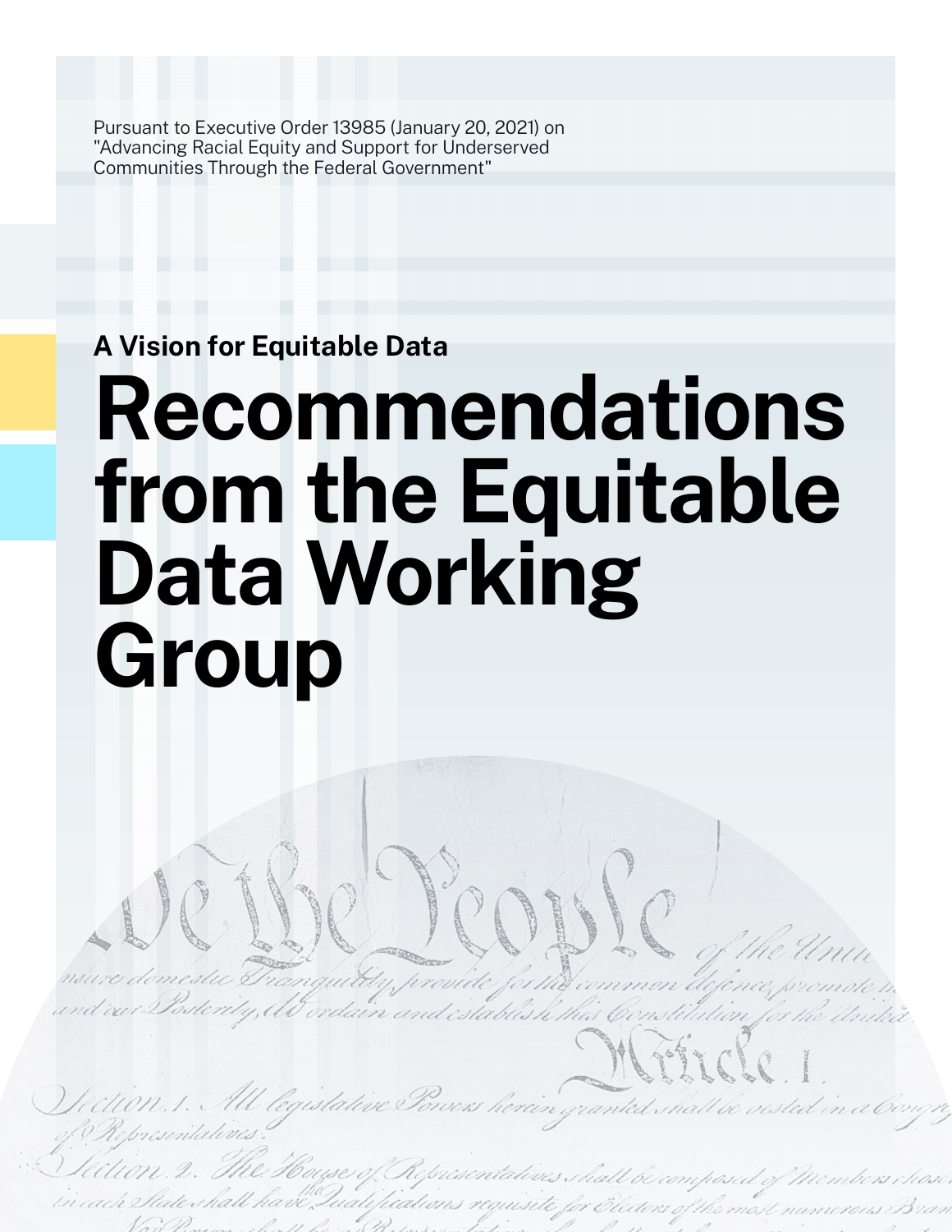Pursuant to Executive Order 13985 (January 20, 2021) on "Advancing Racial Equity and Support for Underserved Communities Through the Federal Government"

**A Vision for Equitable Data**

# Recommendations from the Equitable Data Working Group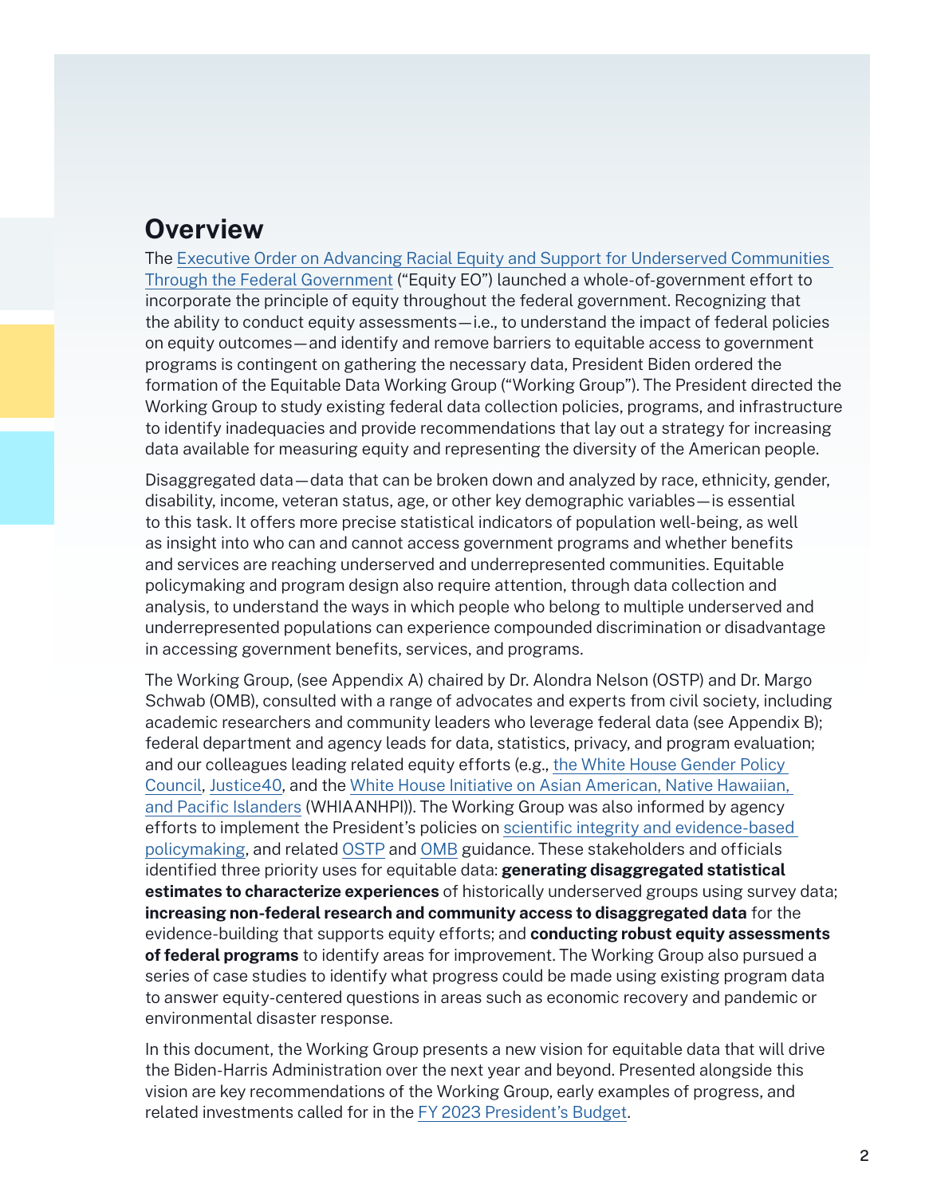## Overview

The Executive Order on Advancing Racial Equity and Support for Underserved Communities Through the Federal Government ("Equity EO") launched a whole-of-government effort to incorporate the principle of equity throughout the federal government. Recognizing that the ability to conduct equity assessments—i.e., to understand the impact of federal policies on equity outcomes—and identify and remove barriers to equitable access to government programs is contingent on gathering the necessary data, President Biden ordered the formation of the Equitable Data Working Group ("Working Group"). The President directed the Working Group to study existing federal data collection policies, programs, and infrastructure to identify inadequacies and provide recommendations that lay out a strategy for increasing data available for measuring equity and representing the diversity of the American people.

Disaggregated data—data that can be broken down and analyzed by race, ethnicity, gender, disability, income, veteran status, age, or other key demographic variables—is essential to this task. It offers more precise statistical indicators of population well-being, as well as insight into who can and cannot access government programs and whether benefits and services are reaching underserved and underrepresented communities. Equitable policymaking and program design also require attention, through data collection and analysis, to understand the ways in which people who belong to multiple underserved and underrepresented populations can experience compounded discrimination or disadvantage in accessing government benefits, services, and programs.

The Working Group, (see Appendix A) chaired by Dr. Alondra Nelson (OSTP) and Dr. Margo Schwab (OMB), consulted with a range of advocates and experts from civil society, including academic researchers and community leaders who leverage federal data (see Appendix B); federal department and agency leads for data, statistics, privacy, and program evaluation; and our colleagues leading related equity efforts (e.g., the White House Gender Policy Council, Justice40, and the White House Initiative on Asian American, Native Hawaiian, and Pacific Islanders (WHIAANHPI)). The Working Group was also informed by agency efforts to implement the President's policies on scientific integrity and evidence-based policymaking, and related OSTP and OMB guidance. These stakeholders and officials identified three priority uses for equitable data: **generating disaggregated statistical estimates to characterize experiences** of historically underserved groups using survey data; **increasing non-federal research and community access to disaggregated data** for the evidence-building that supports equity efforts; and **conducting robust equity assessments of federal programs** to identify areas for improvement. The Working Group also pursued a series of case studies to identify what progress could be made using existing program data to answer equity-centered questions in areas such as economic recovery and pandemic or environmental disaster response.

In this document, the Working Group presents a new vision for equitable data that will drive the Biden-Harris Administration over the next year and beyond. Presented alongside this vision are key recommendations of the Working Group, early examples of progress, and related investments called for in the FY 2023 President's Budget.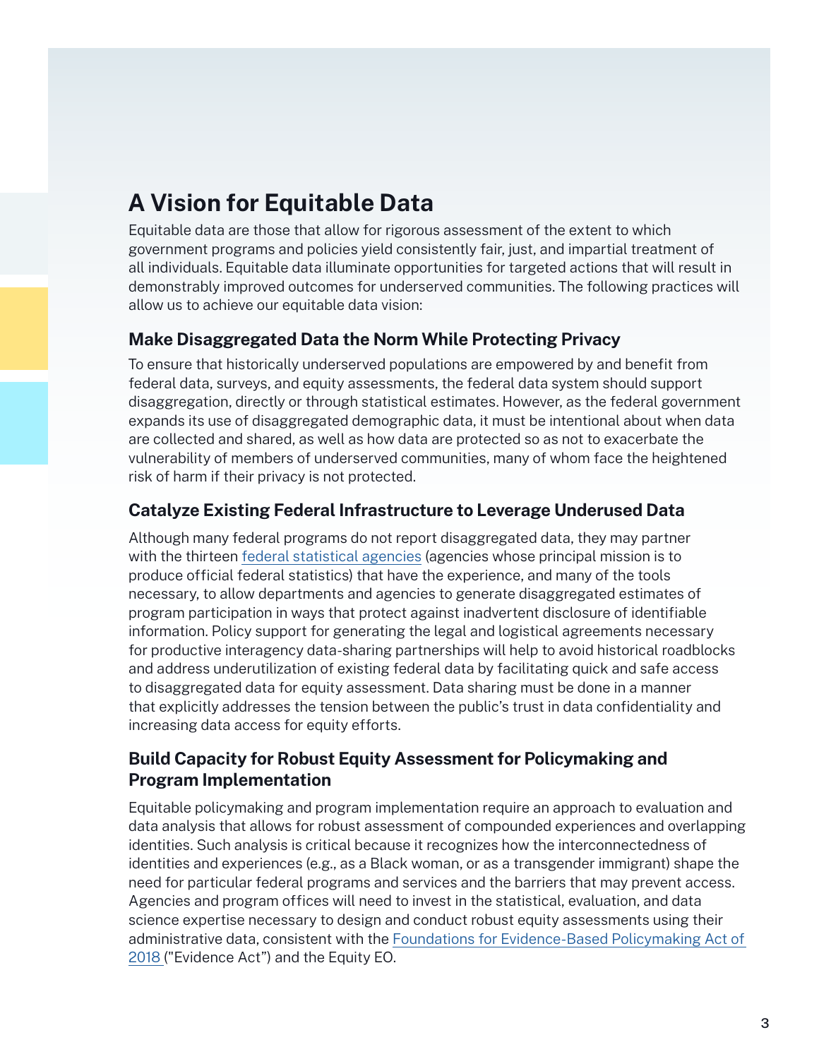# A Vision for Equitable Data

Equitable data are those that allow for rigorous assessment of the extent to which government programs and policies yield consistently fair, just, and impartial treatment of all individuals. Equitable data illuminate opportunities for targeted actions that will result in demonstrably improved outcomes for underserved communities. The following practices will allow us to achieve our equitable data vision:

## Make Disaggregated Data the Norm While Protecting Privacy

To ensure that historically underserved populations are empowered by and benefit from federal data, surveys, and equity assessments, the federal data system should support disaggregation, directly or through statistical estimates. However, as the federal government expands its use of disaggregated demographic data, it must be intentional about when data are collected and shared, as well as how data are protected so as not to exacerbate the vulnerability of members of underserved communities, many of whom face the heightened risk of harm if their privacy is not protected.

## Catalyze Existing Federal Infrastructure to Leverage Underused Data

Although many federal programs do not report disaggregated data, they may partner with the thirteen federal statistical agencies (agencies whose principal mission is to produce official federal statistics) that have the experience, and many of the tools necessary, to allow departments and agencies to generate disaggregated estimates of program participation in ways that protect against inadvertent disclosure of identifiable information. Policy support for generating the legal and logistical agreements necessary for productive interagency data-sharing partnerships will help to avoid historical roadblocks and address underutilization of existing federal data by facilitating quick and safe access to disaggregated data for equity assessment. Data sharing must be done in a manner that explicitly addresses the tension between the public's trust in data confidentiality and increasing data access for equity efforts.

## Build Capacity for Robust Equity Assessment for Policymaking and Program Implementation

Equitable policymaking and program implementation require an approach to evaluation and data analysis that allows for robust assessment of compounded experiences and overlapping identities. Such analysis is critical because it recognizes how the interconnectedness of identities and experiences (e.g., as a Black woman, or as a transgender immigrant) shape the need for particular federal programs and services and the barriers that may prevent access. Agencies and program offices will need to invest in the statistical, evaluation, and data science expertise necessary to design and conduct robust equity assessments using their administrative data, consistent with the Foundations for Evidence-Based Policymaking Act of 2018 ("Evidence Act") and the Equity EO.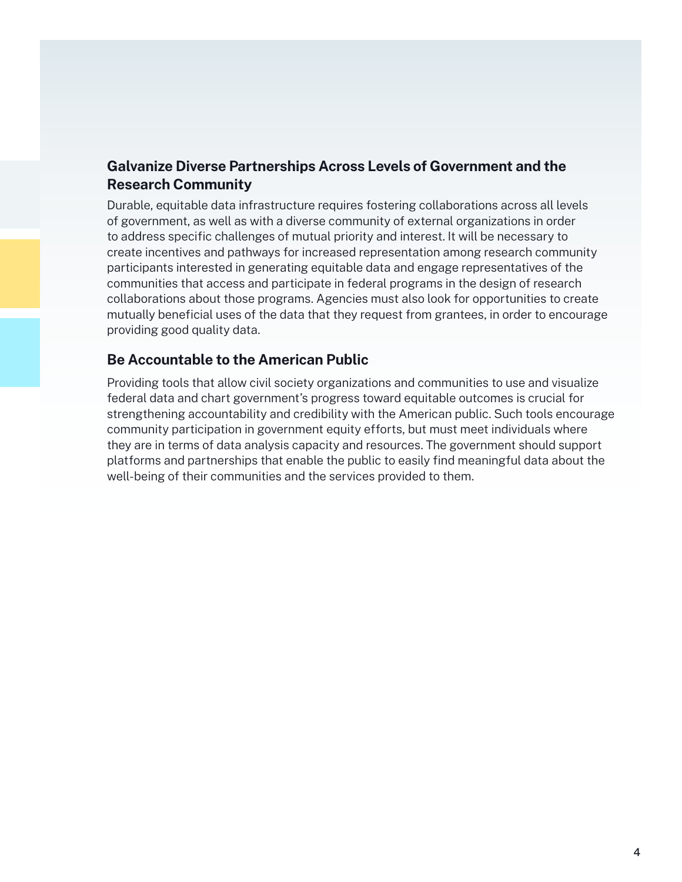### Galvanize Diverse Partnerships Across Levels of Government and the Research Community

Durable, equitable data infrastructure requires fostering collaborations across all levels of government, as well as with a diverse community of external organizations in order to address specific challenges of mutual priority and interest. It will be necessary to create incentives and pathways for increased representation among research community participants interested in generating equitable data and engage representatives of the communities that access and participate in federal programs in the design of research collaborations about those programs. Agencies must also look for opportunities to create mutually beneficial uses of the data that they request from grantees, in order to encourage providing good quality data.

### Be Accountable to the American Public

Providing tools that allow civil society organizations and communities to use and visualize federal data and chart government's progress toward equitable outcomes is crucial for strengthening accountability and credibility with the American public. Such tools encourage community participation in government equity efforts, but must meet individuals where they are in terms of data analysis capacity and resources. The government should support platforms and partnerships that enable the public to easily find meaningful data about the well-being of their communities and the services provided to them.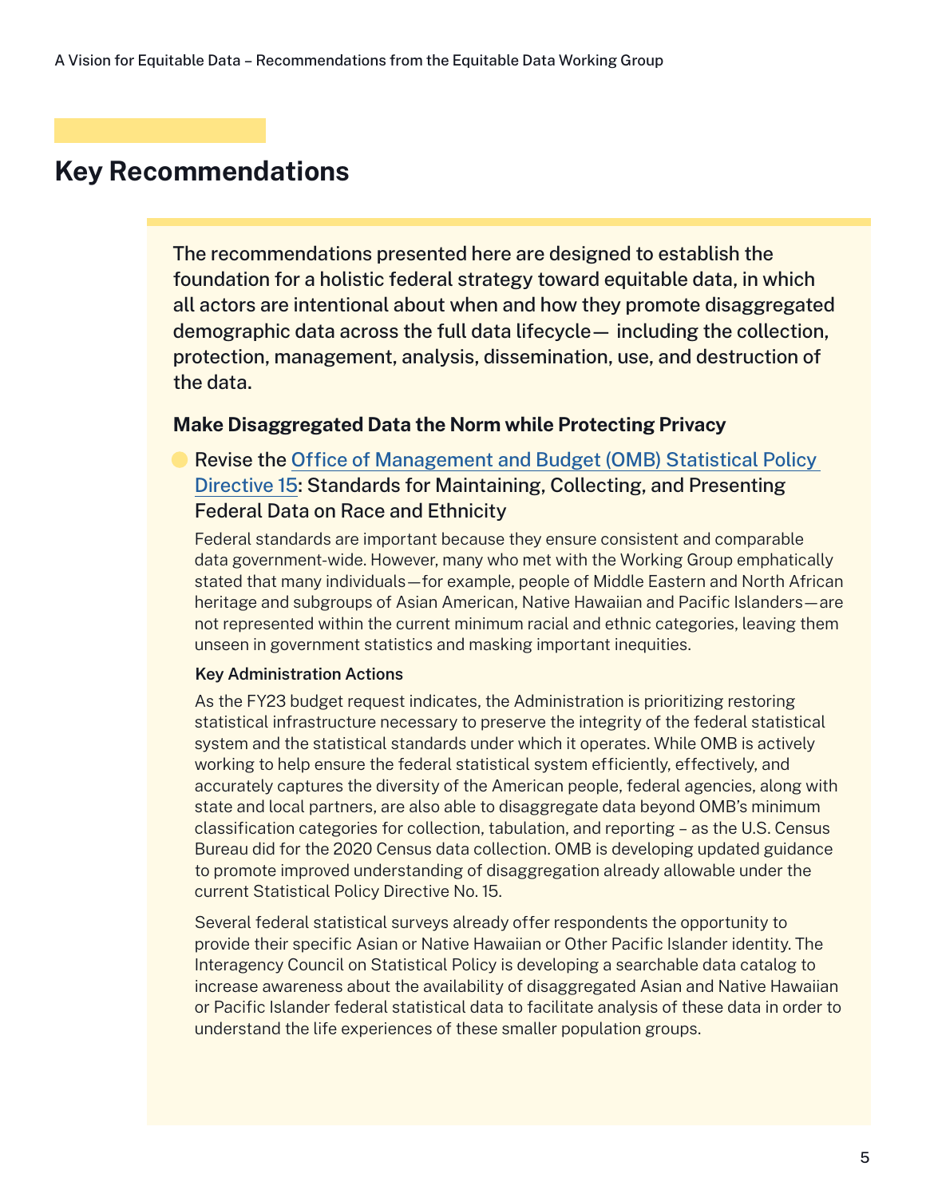## Key Recommendations

The recommendations presented here are designed to establish the foundation for a holistic federal strategy toward equitable data, in which all actors are intentional about when and how they promote disaggregated demographic data across the full data lifecycle— including the collection, protection, management, analysis, dissemination, use, and destruction of the data.

### Make Disaggregated Data the Norm while Protecting Privacy

- Revise the Office of Management and Budget (OMB) Statistical Policy Directive 15: Standards for Maintaining, Collecting, and Presenting Federal Data on Race and Ethnicity

Federal standards are important because they ensure consistent and comparable data government-wide. However, many who met with the Working Group emphatically stated that many individuals—for example, people of Middle Eastern and North African heritage and subgroups of Asian American, Native Hawaiian and Pacific Islanders—are not represented within the current minimum racial and ethnic categories, leaving them unseen in government statistics and masking important inequities.

**Key Administration Actions**

As the FY23 budget request indicates, the Administration is prioritizing restoring statistical infrastructure necessary to preserve the integrity of the federal statistical system and the statistical standards under which it operates. While OMB is actively working to help ensure the federal statistical system efficiently, effectively, and accurately captures the diversity of the American people, federal agencies, along with state and local partners, are also able to disaggregate data beyond OMB's minimum classification categories for collection, tabulation, and reporting – as the U.S. Census Bureau did for the 2020 Census data collection. OMB is developing updated guidance to promote improved understanding of disaggregation already allowable under the current Statistical Policy Directive No. 15.

Several federal statistical surveys already offer respondents the opportunity to provide their specific Asian or Native Hawaiian or Other Pacific Islander identity. The Interagency Council on Statistical Policy is developing a searchable data catalog to increase awareness about the availability of disaggregated Asian and Native Hawaiian or Pacific Islander federal statistical data to facilitate analysis of these data in order to understand the life experiences of these smaller population groups.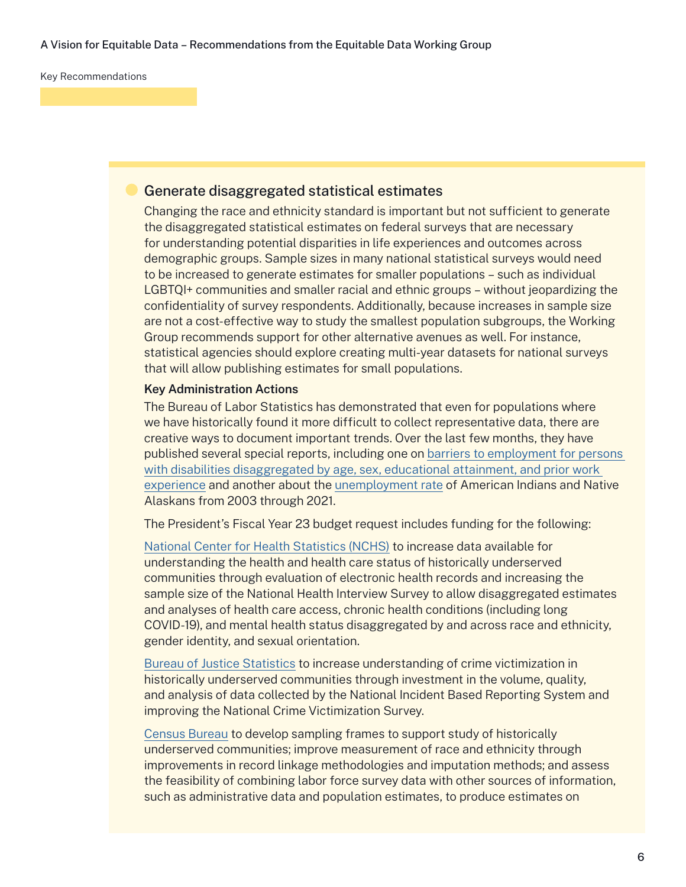## Generate disaggregated statistical estimates

Changing the race and ethnicity standard is important but not sufficient to generate the disaggregated statistical estimates on federal surveys that are necessary for understanding potential disparities in life experiences and outcomes across demographic groups. Sample sizes in many national statistical surveys would need to be increased to generate estimates for smaller populations – such as individual LGBTQI+ communities and smaller racial and ethnic groups – without jeopardizing the confidentiality of survey respondents. Additionally, because increases in sample size are not a cost-effective way to study the smallest population subgroups, the Working Group recommends support for other alternative avenues as well. For instance, statistical agencies should explore creating multi-year datasets for national surveys that will allow publishing estimates for small populations.

**Key Administration Actions**

The Bureau of Labor Statistics has demonstrated that even for populations where we have historically found it more difficult to collect representative data, there are creative ways to document important trends. Over the last few months, they have published several special reports, including one on barriers to employment for persons with disabilities disaggregated by age, sex, educational attainment, and prior work experience and another about the unemployment rate of American Indians and Native Alaskans from 2003 through 2021.

The President's Fiscal Year 23 budget request includes funding for the following:

National Center for Health Statistics (NCHS) to increase data available for understanding the health and health care status of historically underserved communities through evaluation of electronic health records and increasing the sample size of the National Health Interview Survey to allow disaggregated estimates and analyses of health care access, chronic health conditions (including long COVID-19), and mental health status disaggregated by and across race and ethnicity, gender identity, and sexual orientation.

Bureau of Justice Statistics to increase understanding of crime victimization in historically underserved communities through investment in the volume, quality, and analysis of data collected by the National Incident Based Reporting System and improving the National Crime Victimization Survey.

Census Bureau to develop sampling frames to support study of historically underserved communities; improve measurement of race and ethnicity through improvements in record linkage methodologies and imputation methods; and assess the feasibility of combining labor force survey data with other sources of information, such as administrative data and population estimates, to produce estimates on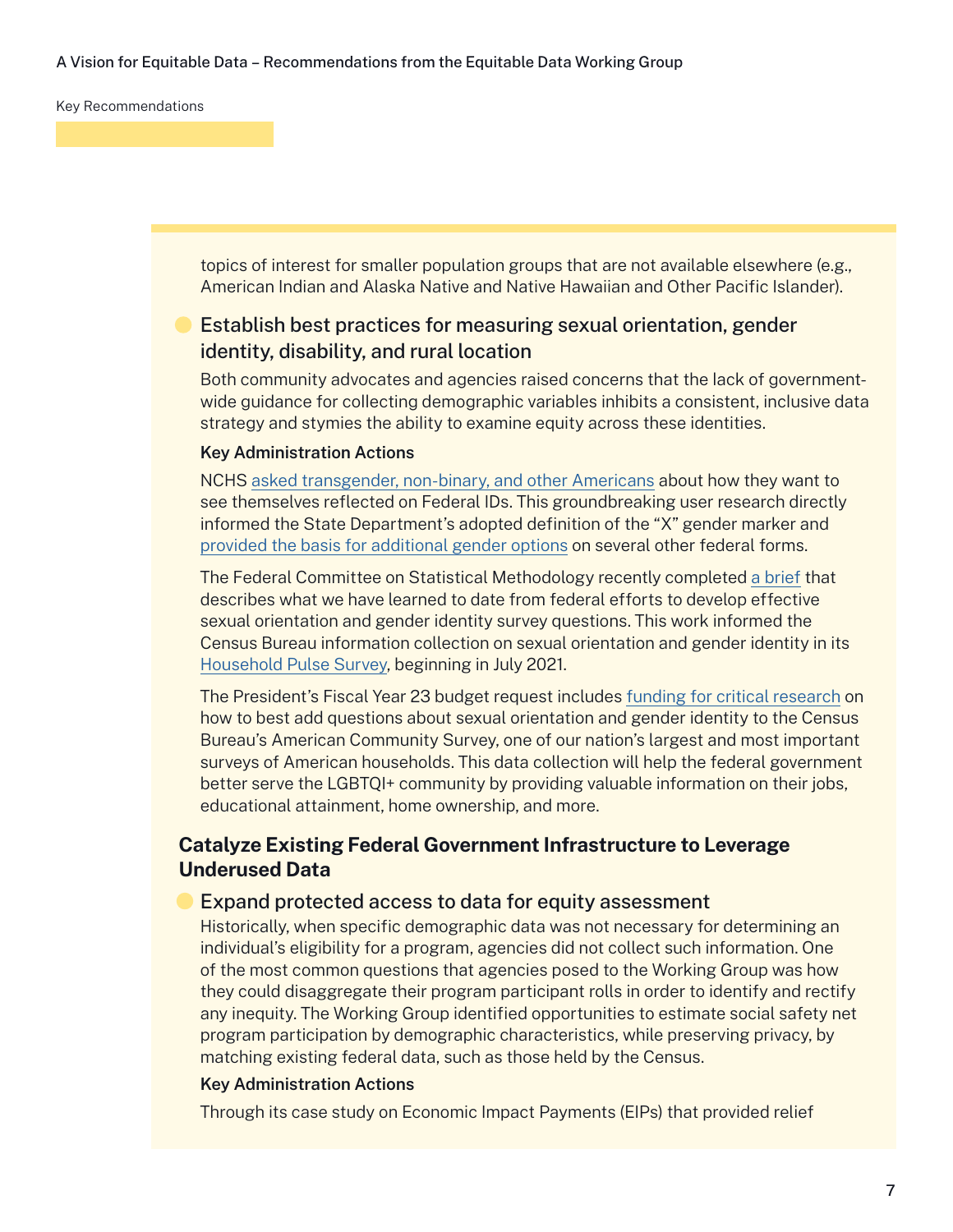topics of interest for smaller population groups that are not available elsewhere (e.g., American Indian and Alaska Native and Native Hawaiian and Other Pacific Islander).

### Establish best practices for measuring sexual orientation, gender identity, disability, and rural location

Both community advocates and agencies raised concerns that the lack of government-wide guidance for collecting demographic variables inhibits a consistent, inclusive data strategy and stymies the ability to examine equity across these identities.

**Key Administration Actions**

NCHS asked transgender, non-binary, and other Americans about how they want to see themselves reflected on Federal IDs. This groundbreaking user research directly informed the State Department's adopted definition of the "X" gender marker and provided the basis for additional gender options on several other federal forms.

The Federal Committee on Statistical Methodology recently completed a brief that describes what we have learned to date from federal efforts to develop effective sexual orientation and gender identity survey questions. This work informed the Census Bureau information collection on sexual orientation and gender identity in its Household Pulse Survey, beginning in July 2021.

The President's Fiscal Year 23 budget request includes funding for critical research on how to best add questions about sexual orientation and gender identity to the Census Bureau's American Community Survey, one of our nation's largest and most important surveys of American households. This data collection will help the federal government better serve the LGBTQI+ community by providing valuable information on their jobs, educational attainment, home ownership, and more.

## Catalyze Existing Federal Government Infrastructure to Leverage Underused Data

### Expand protected access to data for equity assessment

Historically, when specific demographic data was not necessary for determining an individual's eligibility for a program, agencies did not collect such information. One of the most common questions that agencies posed to the Working Group was how they could disaggregate their program participant rolls in order to identify and rectify any inequity. The Working Group identified opportunities to estimate social safety net program participation by demographic characteristics, while preserving privacy, by matching existing federal data, such as those held by the Census.

**Key Administration Actions**

Through its case study on Economic Impact Payments (EIPs) that provided relief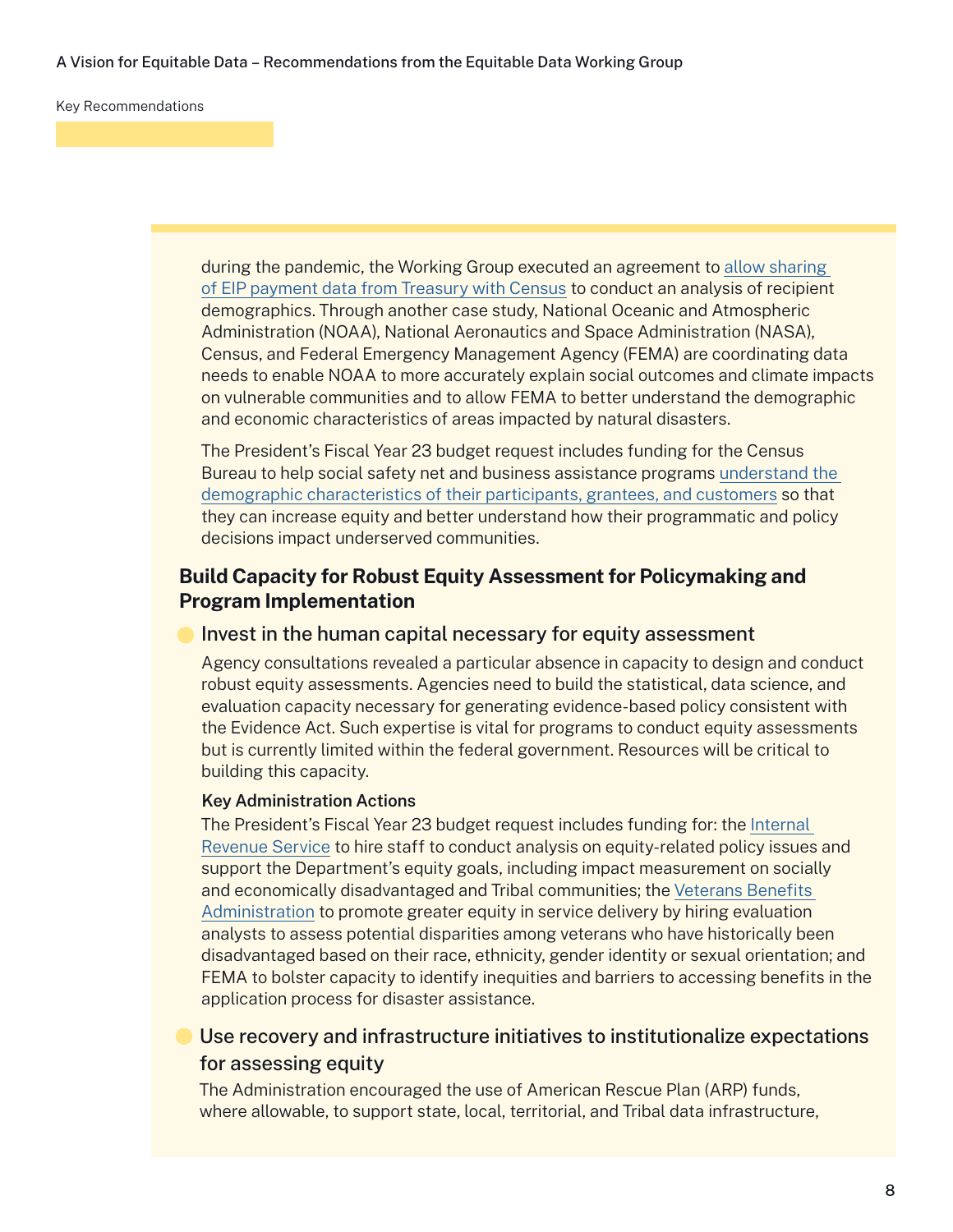during the pandemic, the Working Group executed an agreement to allow sharing of EIP payment data from Treasury with Census to conduct an analysis of recipient demographics. Through another case study, National Oceanic and Atmospheric Administration (NOAA), National Aeronautics and Space Administration (NASA), Census, and Federal Emergency Management Agency (FEMA) are coordinating data needs to enable NOAA to more accurately explain social outcomes and climate impacts on vulnerable communities and to allow FEMA to better understand the demographic and economic characteristics of areas impacted by natural disasters.

The President's Fiscal Year 23 budget request includes funding for the Census Bureau to help social safety net and business assistance programs understand the demographic characteristics of their participants, grantees, and customers so that they can increase equity and better understand how their programmatic and policy decisions impact underserved communities.

### Build Capacity for Robust Equity Assessment for Policymaking and Program Implementation

- **Invest in the human capital necessary for equity assessment**

  Agency consultations revealed a particular absence in capacity to design and conduct robust equity assessments. Agencies need to build the statistical, data science, and evaluation capacity necessary for generating evidence-based policy consistent with the Evidence Act. Such expertise is vital for programs to conduct equity assessments but is currently limited within the federal government. Resources will be critical to building this capacity.

  **Key Administration Actions**

  The President's Fiscal Year 23 budget request includes funding for: the Internal Revenue Service to hire staff to conduct analysis on equity-related policy issues and support the Department's equity goals, including impact measurement on socially and economically disadvantaged and Tribal communities; the Veterans Benefits Administration to promote greater equity in service delivery by hiring evaluation analysts to assess potential disparities among veterans who have historically been disadvantaged based on their race, ethnicity, gender identity or sexual orientation; and FEMA to bolster capacity to identify inequities and barriers to accessing benefits in the application process for disaster assistance.

- **Use recovery and infrastructure initiatives to institutionalize expectations for assessing equity**

  The Administration encouraged the use of American Rescue Plan (ARP) funds, where allowable, to support state, local, territorial, and Tribal data infrastructure,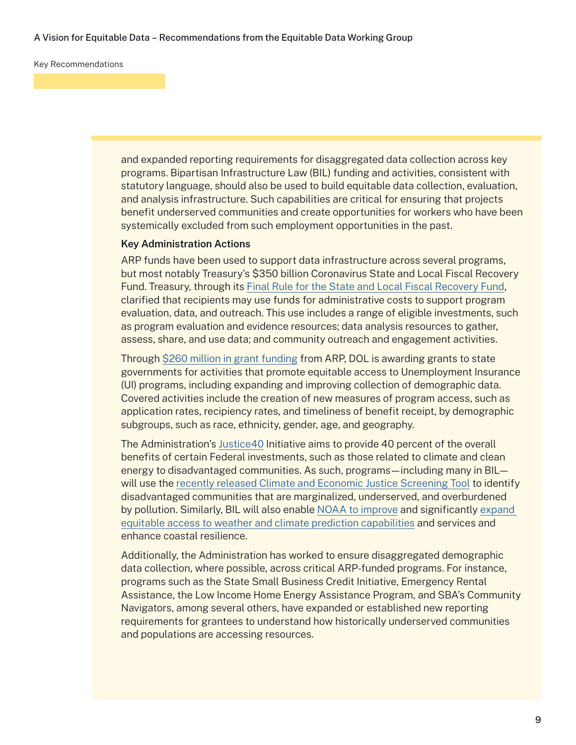and expanded reporting requirements for disaggregated data collection across key programs. Bipartisan Infrastructure Law (BIL) funding and activities, consistent with statutory language, should also be used to build equitable data collection, evaluation, and analysis infrastructure. Such capabilities are critical for ensuring that projects benefit underserved communities and create opportunities for workers who have been systemically excluded from such employment opportunities in the past.

**Key Administration Actions**

ARP funds have been used to support data infrastructure across several programs, but most notably Treasury's $350 billion Coronavirus State and Local Fiscal Recovery Fund. Treasury, through its Final Rule for the State and Local Fiscal Recovery Fund, clarified that recipients may use funds for administrative costs to support program evaluation, data, and outreach. This use includes a range of eligible investments, such as program evaluation and evidence resources; data analysis resources to gather, assess, share, and use data; and community outreach and engagement activities.

Through $260 million in grant funding from ARP, DOL is awarding grants to state governments for activities that promote equitable access to Unemployment Insurance (UI) programs, including expanding and improving collection of demographic data. Covered activities include the creation of new measures of program access, such as application rates, recipiency rates, and timeliness of benefit receipt, by demographic subgroups, such as race, ethnicity, gender, age, and geography.

The Administration's Justice40 Initiative aims to provide 40 percent of the overall benefits of certain Federal investments, such as those related to climate and clean energy to disadvantaged communities. As such, programs—including many in BIL—will use the recently released Climate and Economic Justice Screening Tool to identify disadvantaged communities that are marginalized, underserved, and overburdened by pollution. Similarly, BIL will also enable NOAA to improve and significantly expand equitable access to weather and climate prediction capabilities and services and enhance coastal resilience.

Additionally, the Administration has worked to ensure disaggregated demographic data collection, where possible, across critical ARP-funded programs. For instance, programs such as the State Small Business Credit Initiative, Emergency Rental Assistance, the Low Income Home Energy Assistance Program, and SBA's Community Navigators, among several others, have expanded or established new reporting requirements for grantees to understand how historically underserved communities and populations are accessing resources.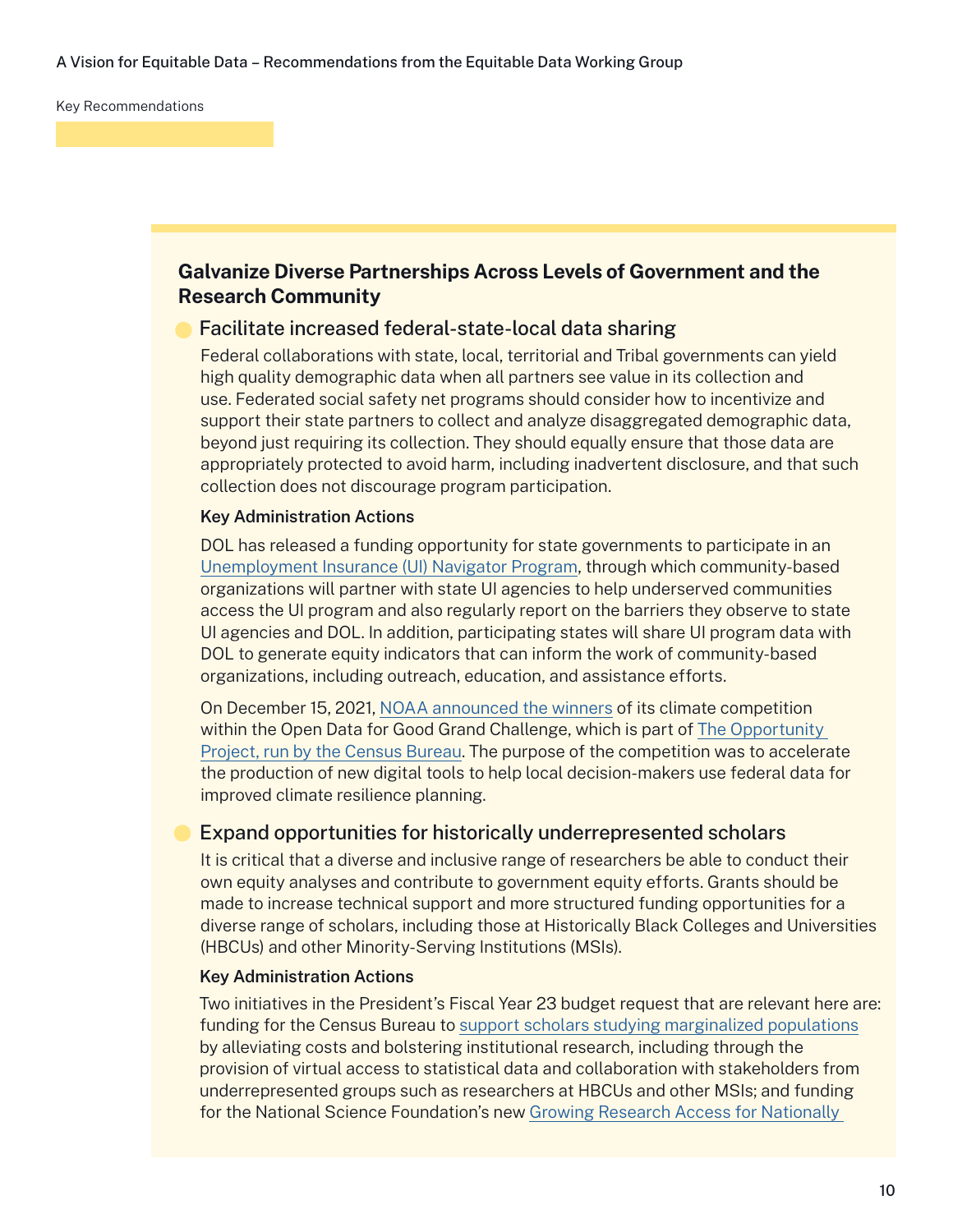Key Recommendations

## Galvanize Diverse Partnerships Across Levels of Government and the Research Community

### Facilitate increased federal-state-local data sharing

Federal collaborations with state, local, territorial and Tribal governments can yield high quality demographic data when all partners see value in its collection and use. Federated social safety net programs should consider how to incentivize and support their state partners to collect and analyze disaggregated demographic data, beyond just requiring its collection. They should equally ensure that those data are appropriately protected to avoid harm, including inadvertent disclosure, and that such collection does not discourage program participation.

**Key Administration Actions**

DOL has released a funding opportunity for state governments to participate in an Unemployment Insurance (UI) Navigator Program, through which community-based organizations will partner with state UI agencies to help underserved communities access the UI program and also regularly report on the barriers they observe to state UI agencies and DOL. In addition, participating states will share UI program data with DOL to generate equity indicators that can inform the work of community-based organizations, including outreach, education, and assistance efforts.

On December 15, 2021, NOAA announced the winners of its climate competition within the Open Data for Good Grand Challenge, which is part of The Opportunity Project, run by the Census Bureau. The purpose of the competition was to accelerate the production of new digital tools to help local decision-makers use federal data for improved climate resilience planning.

### Expand opportunities for historically underrepresented scholars

It is critical that a diverse and inclusive range of researchers be able to conduct their own equity analyses and contribute to government equity efforts. Grants should be made to increase technical support and more structured funding opportunities for a diverse range of scholars, including those at Historically Black Colleges and Universities (HBCUs) and other Minority-Serving Institutions (MSIs).

**Key Administration Actions**

Two initiatives in the President's Fiscal Year 23 budget request that are relevant here are: funding for the Census Bureau to support scholars studying marginalized populations by alleviating costs and bolstering institutional research, including through the provision of virtual access to statistical data and collaboration with stakeholders from underrepresented groups such as researchers at HBCUs and other MSIs; and funding for the National Science Foundation's new Growing Research Access for Nationally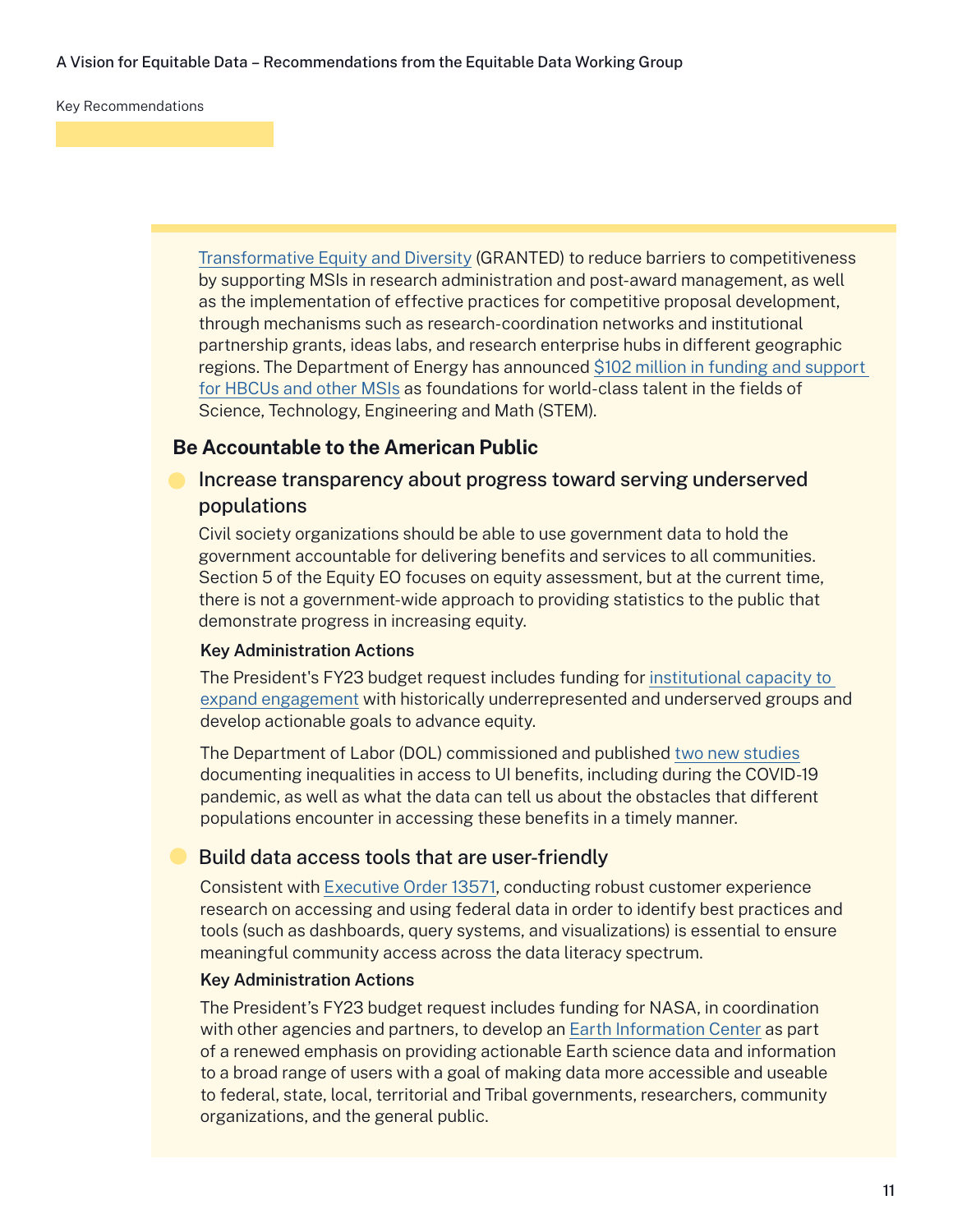Transformative Equity and Diversity (GRANTED) to reduce barriers to competitiveness by supporting MSIs in research administration and post-award management, as well as the implementation of effective practices for competitive proposal development, through mechanisms such as research-coordination networks and institutional partnership grants, ideas labs, and research enterprise hubs in different geographic regions. The Department of Energy has announced $102 million in funding and support for HBCUs and other MSIs as foundations for world-class talent in the fields of Science, Technology, Engineering and Math (STEM).

## Be Accountable to the American Public

### Increase transparency about progress toward serving underserved populations

Civil society organizations should be able to use government data to hold the government accountable for delivering benefits and services to all communities. Section 5 of the Equity EO focuses on equity assessment, but at the current time, there is not a government-wide approach to providing statistics to the public that demonstrate progress in increasing equity.

**Key Administration Actions**

The President's FY23 budget request includes funding for institutional capacity to expand engagement with historically underrepresented and underserved groups and develop actionable goals to advance equity.

The Department of Labor (DOL) commissioned and published two new studies documenting inequalities in access to UI benefits, including during the COVID-19 pandemic, as well as what the data can tell us about the obstacles that different populations encounter in accessing these benefits in a timely manner.

### Build data access tools that are user-friendly

Consistent with Executive Order 13571, conducting robust customer experience research on accessing and using federal data in order to identify best practices and tools (such as dashboards, query systems, and visualizations) is essential to ensure meaningful community access across the data literacy spectrum.

**Key Administration Actions**

The President's FY23 budget request includes funding for NASA, in coordination with other agencies and partners, to develop an Earth Information Center as part of a renewed emphasis on providing actionable Earth science data and information to a broad range of users with a goal of making data more accessible and useable to federal, state, local, territorial and Tribal governments, researchers, community organizations, and the general public.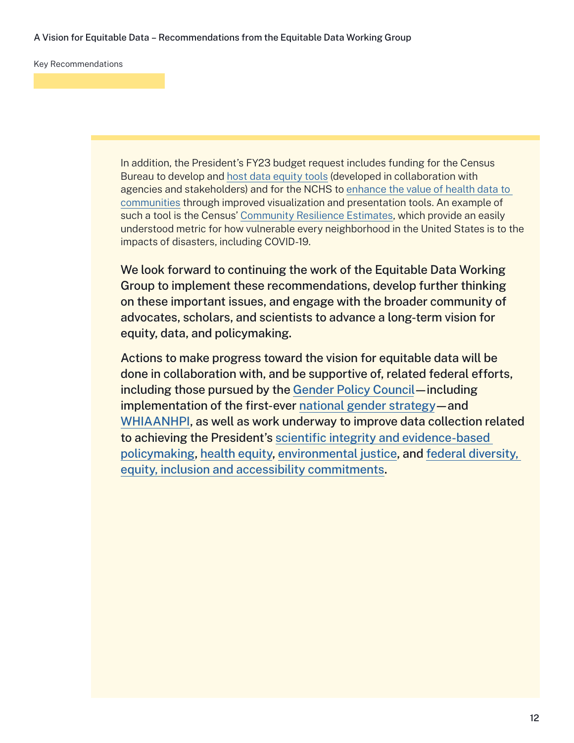In addition, the President's FY23 budget request includes funding for the Census Bureau to develop and host data equity tools (developed in collaboration with agencies and stakeholders) and for the NCHS to enhance the value of health data to communities through improved visualization and presentation tools. An example of such a tool is the Census' Community Resilience Estimates, which provide an easily understood metric for how vulnerable every neighborhood in the United States is to the impacts of disasters, including COVID-19.

We look forward to continuing the work of the Equitable Data Working Group to implement these recommendations, develop further thinking on these important issues, and engage with the broader community of advocates, scholars, and scientists to advance a long-term vision for equity, data, and policymaking.

Actions to make progress toward the vision for equitable data will be done in collaboration with, and be supportive of, related federal efforts, including those pursued by the Gender Policy Council—including implementation of the first-ever national gender strategy—and WHIAANHPI, as well as work underway to improve data collection related to achieving the President's scientific integrity and evidence-based policymaking, health equity, environmental justice, and federal diversity, equity, inclusion and accessibility commitments.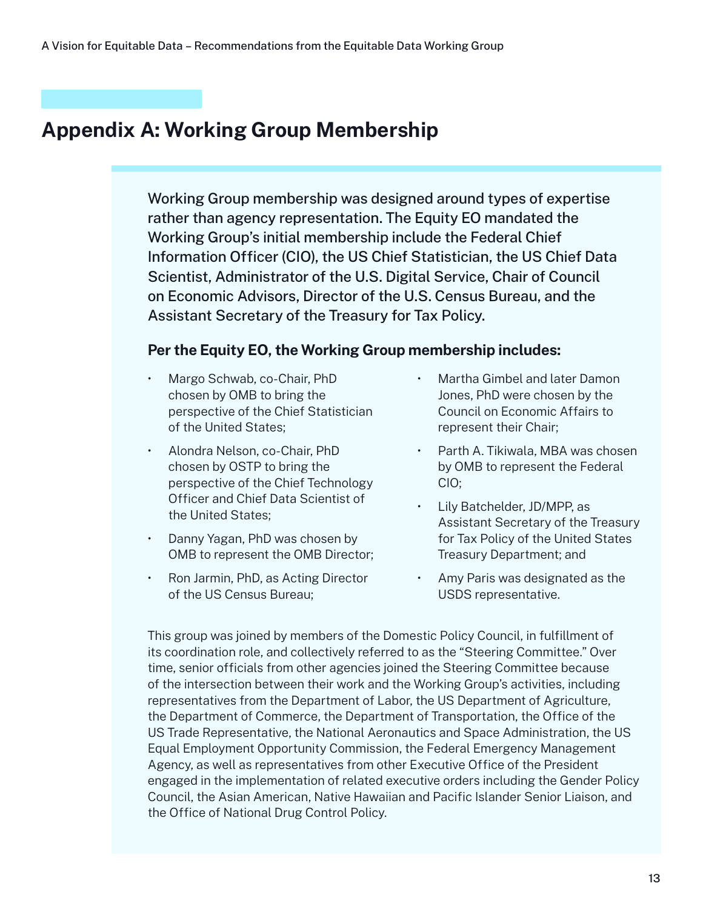## Appendix A: Working Group Membership

Working Group membership was designed around types of expertise rather than agency representation. The Equity EO mandated the Working Group's initial membership include the Federal Chief Information Officer (CIO), the US Chief Statistician, the US Chief Data Scientist, Administrator of the U.S. Digital Service, Chair of Council on Economic Advisors, Director of the U.S. Census Bureau, and the Assistant Secretary of the Treasury for Tax Policy.

**Per the Equity EO, the Working Group membership includes:**

- Margo Schwab, co-Chair, PhD chosen by OMB to bring the perspective of the Chief Statistician of the United States;
- Alondra Nelson, co-Chair, PhD chosen by OSTP to bring the perspective of the Chief Technology Officer and Chief Data Scientist of the United States;
- Danny Yagan, PhD was chosen by OMB to represent the OMB Director;
- Ron Jarmin, PhD, as Acting Director of the US Census Bureau;
- Martha Gimbel and later Damon Jones, PhD were chosen by the Council on Economic Affairs to represent their Chair;
- Parth A. Tikiwala, MBA was chosen by OMB to represent the Federal CIO;
- Lily Batchelder, JD/MPP, as Assistant Secretary of the Treasury for Tax Policy of the United States Treasury Department; and
- Amy Paris was designated as the USDS representative.

This group was joined by members of the Domestic Policy Council, in fulfillment of its coordination role, and collectively referred to as the "Steering Committee." Over time, senior officials from other agencies joined the Steering Committee because of the intersection between their work and the Working Group's activities, including representatives from the Department of Labor, the US Department of Agriculture, the Department of Commerce, the Department of Transportation, the Office of the US Trade Representative, the National Aeronautics and Space Administration, the US Equal Employment Opportunity Commission, the Federal Emergency Management Agency, as well as representatives from other Executive Office of the President engaged in the implementation of related executive orders including the Gender Policy Council, the Asian American, Native Hawaiian and Pacific Islander Senior Liaison, and the Office of National Drug Control Policy.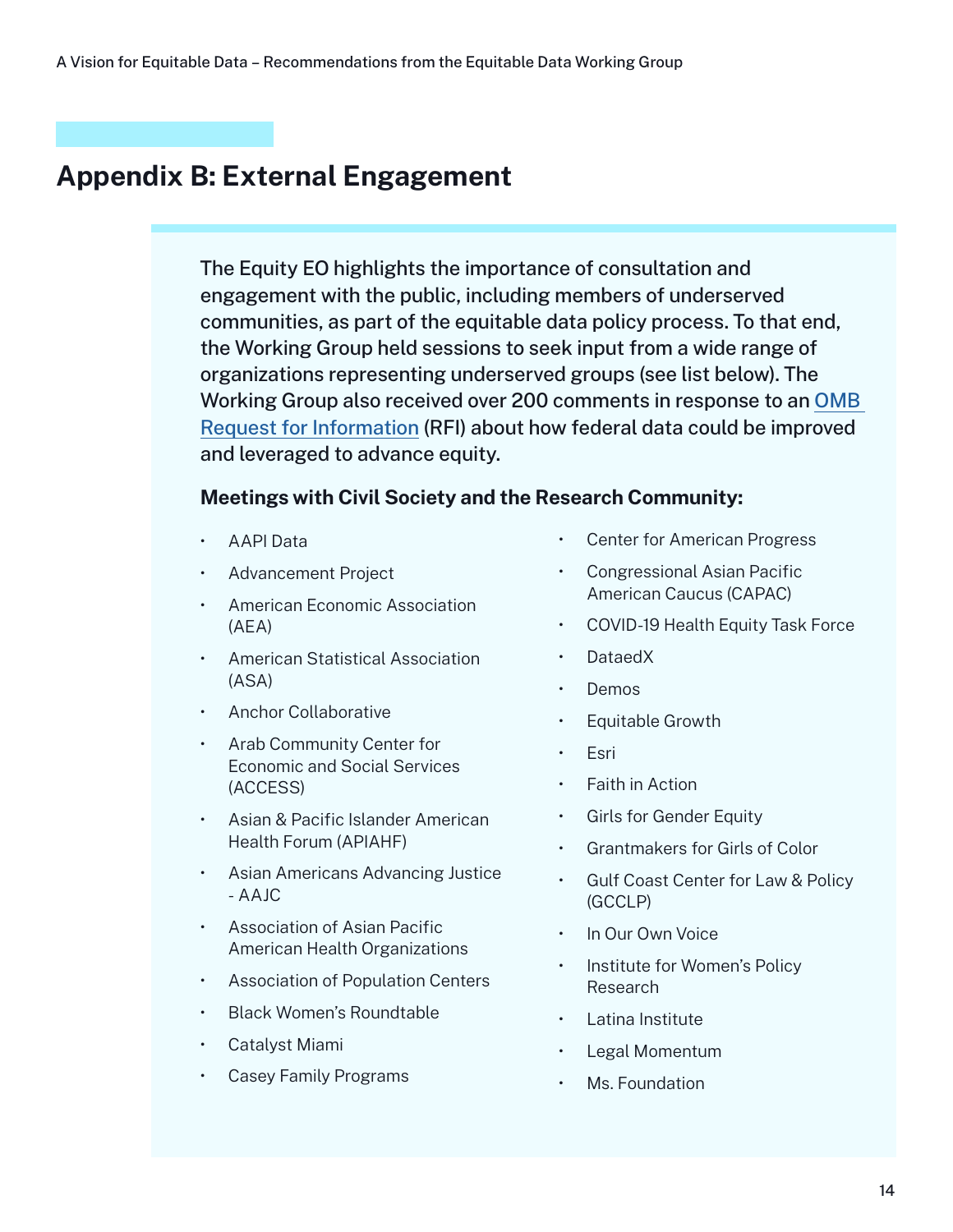# Appendix B: External Engagement

The Equity EO highlights the importance of consultation and engagement with the public, including members of underserved communities, as part of the equitable data policy process. To that end, the Working Group held sessions to seek input from a wide range of organizations representing underserved groups (see list below). The Working Group also received over 200 comments in response to an OMB Request for Information (RFI) about how federal data could be improved and leveraged to advance equity.

**Meetings with Civil Society and the Research Community:**

- AAPI Data
- Advancement Project
- American Economic Association (AEA)
- American Statistical Association (ASA)
- Anchor Collaborative
- Arab Community Center for Economic and Social Services (ACCESS)
- Asian & Pacific Islander American Health Forum (APIAHF)
- Asian Americans Advancing Justice - AAJC
- Association of Asian Pacific American Health Organizations
- Association of Population Centers
- Black Women's Roundtable
- Catalyst Miami
- Casey Family Programs
- Center for American Progress
- Congressional Asian Pacific American Caucus (CAPAC)
- COVID-19 Health Equity Task Force
- DataedX
- Demos
- Equitable Growth
- Esri
- Faith in Action
- Girls for Gender Equity
- Grantmakers for Girls of Color
- Gulf Coast Center for Law & Policy (GCCLP)
- In Our Own Voice
- Institute for Women's Policy Research
- Latina Institute
- Legal Momentum
- Ms. Foundation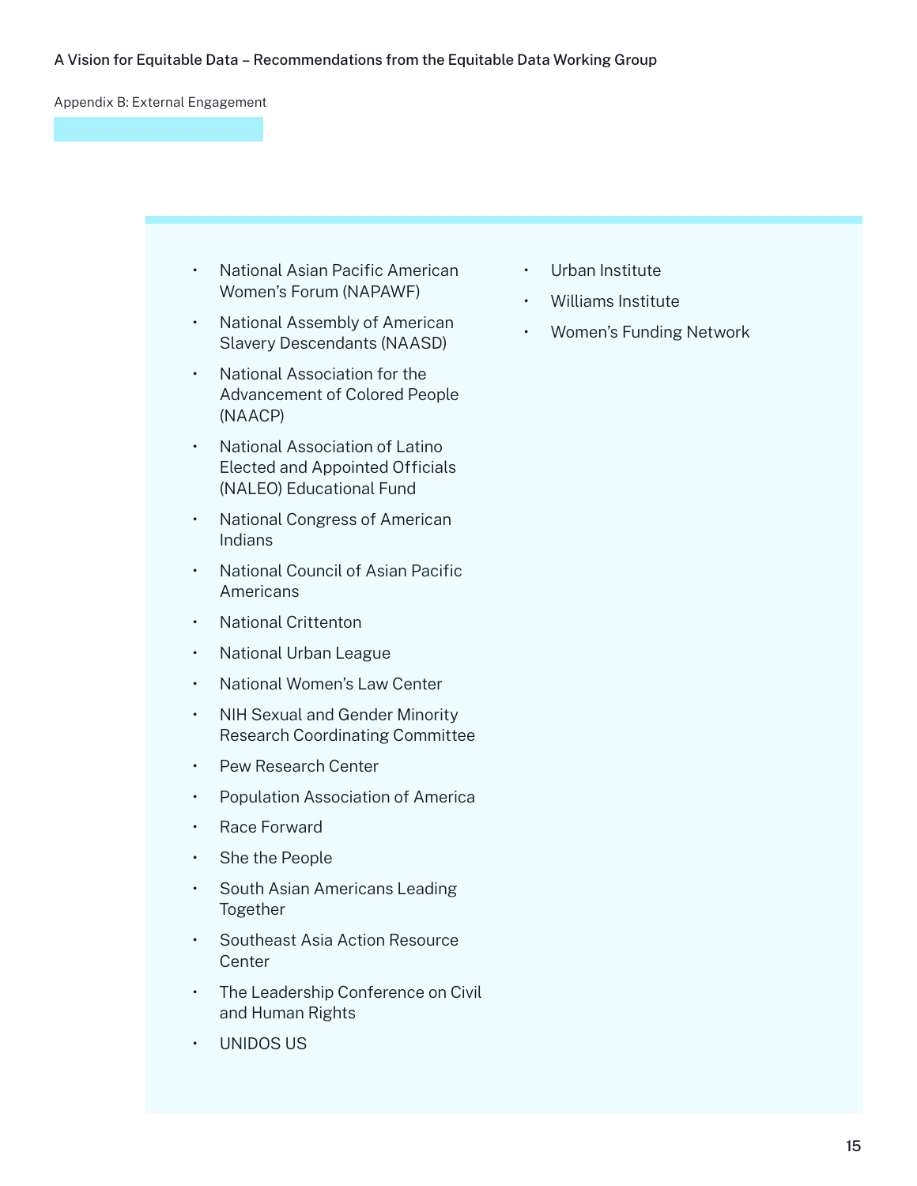- National Asian Pacific American Women's Forum (NAPAWF)
- National Assembly of American Slavery Descendants (NAASD)
- National Association for the Advancement of Colored People (NAACP)
- National Association of Latino Elected and Appointed Officials (NALEO) Educational Fund
- National Congress of American Indians
- National Council of Asian Pacific Americans
- National Crittenton
- National Urban League
- National Women's Law Center
- NIH Sexual and Gender Minority Research Coordinating Committee
- Pew Research Center
- Population Association of America
- Race Forward
- She the People
- South Asian Americans Leading Together
- Southeast Asia Action Resource Center
- The Leadership Conference on Civil and Human Rights
- UNIDOS US
- Urban Institute
- Williams Institute
- Women's Funding Network